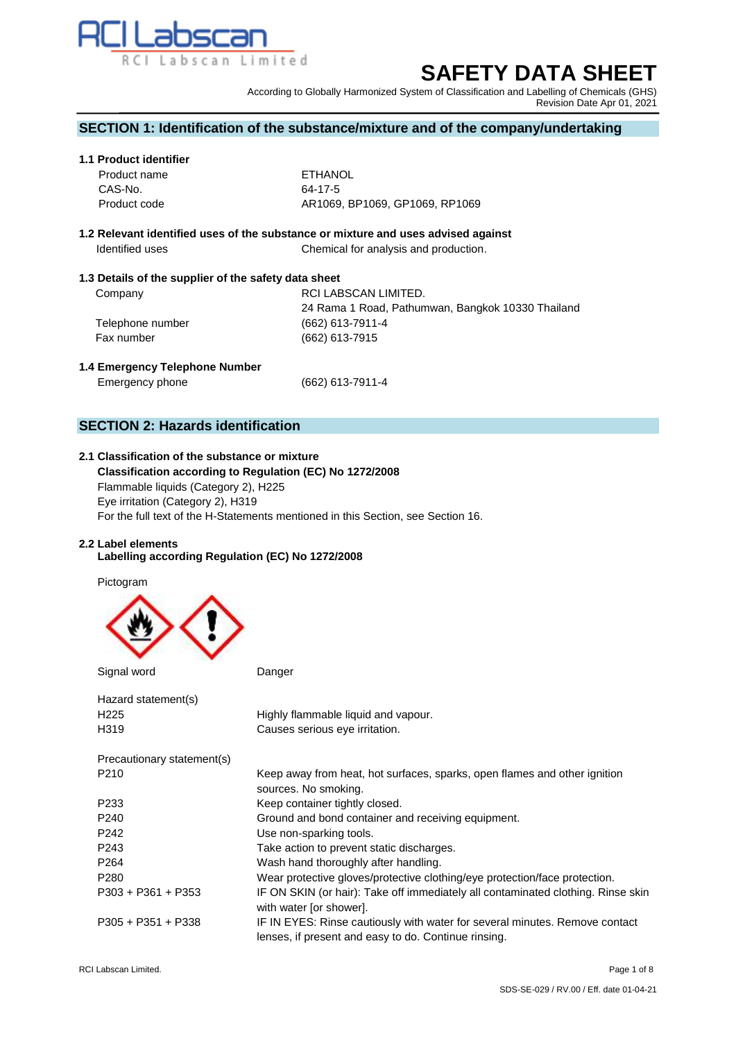RCI Labscan

RCI Labscan Limited

# SAFETY DATA SHEET

According to Globally Harmonized System of Classification and Labelling of Chemicals (GHS)
Revision Date Apr 01, 2021

## SECTION 1: Identification of the substance/mixture and of the company/undertaking

### 1.1 Product identifier

| | |
|---|---|
| Product name | ETHANOL |
| CAS-No. | 64-17-5 |
| Product code | AR1069, BP1069, GP1069, RP1069 |

### 1.2 Relevant identified uses of the substance or mixture and uses advised against

| | |
|---|---|
| Identified uses | Chemical for analysis and production. |

### 1.3 Details of the supplier of the safety data sheet

| | |
|---|---|
| Company | RCI LABSCAN LIMITED.<br>24 Rama 1 Road, Pathumwan, Bangkok 10330 Thailand |
| Telephone number | (662) 613-7911-4 |
| Fax number | (662) 613-7915 |

### 1.4 Emergency Telephone Number

| | |
|---|---|
| Emergency phone | (662) 613-7911-4 |

## SECTION 2: Hazards identification

### 2.1 Classification of the substance or mixture

**Classification according to Regulation (EC) No 1272/2008**

Flammable liquids (Category 2), H225
Eye irritation (Category 2), H319
For the full text of the H-Statements mentioned in this Section, see Section 16.

### 2.2 Label elements

**Labelling according Regulation (EC) No 1272/2008**

Pictogram

| | |
|---|---|
| Signal word | Danger |

Hazard statement(s)

| | |
|---|---|
| H225 | Highly flammable liquid and vapour. |
| H319 | Causes serious eye irritation. |

Precautionary statement(s)

| | |
|---|---|
| P210 | Keep away from heat, hot surfaces, sparks, open flames and other ignition sources. No smoking. |
| P233 | Keep container tightly closed. |
| P240 | Ground and bond container and receiving equipment. |
| P242 | Use non-sparking tools. |
| P243 | Take action to prevent static discharges. |
| P264 | Wash hand thoroughly after handling. |
| P280 | Wear protective gloves/protective clothing/eye protection/face protection. |
| P303 + P361 + P353 | IF ON SKIN (or hair): Take off immediately all contaminated clothing. Rinse skin with water [or shower]. |
| P305 + P351 + P338 | IF IN EYES: Rinse cautiously with water for several minutes. Remove contact lenses, if present and easy to do. Continue rinsing. |

RCI Labscan Limited.

SDS-SE-029 / RV.00 / Eff. date 01-04-21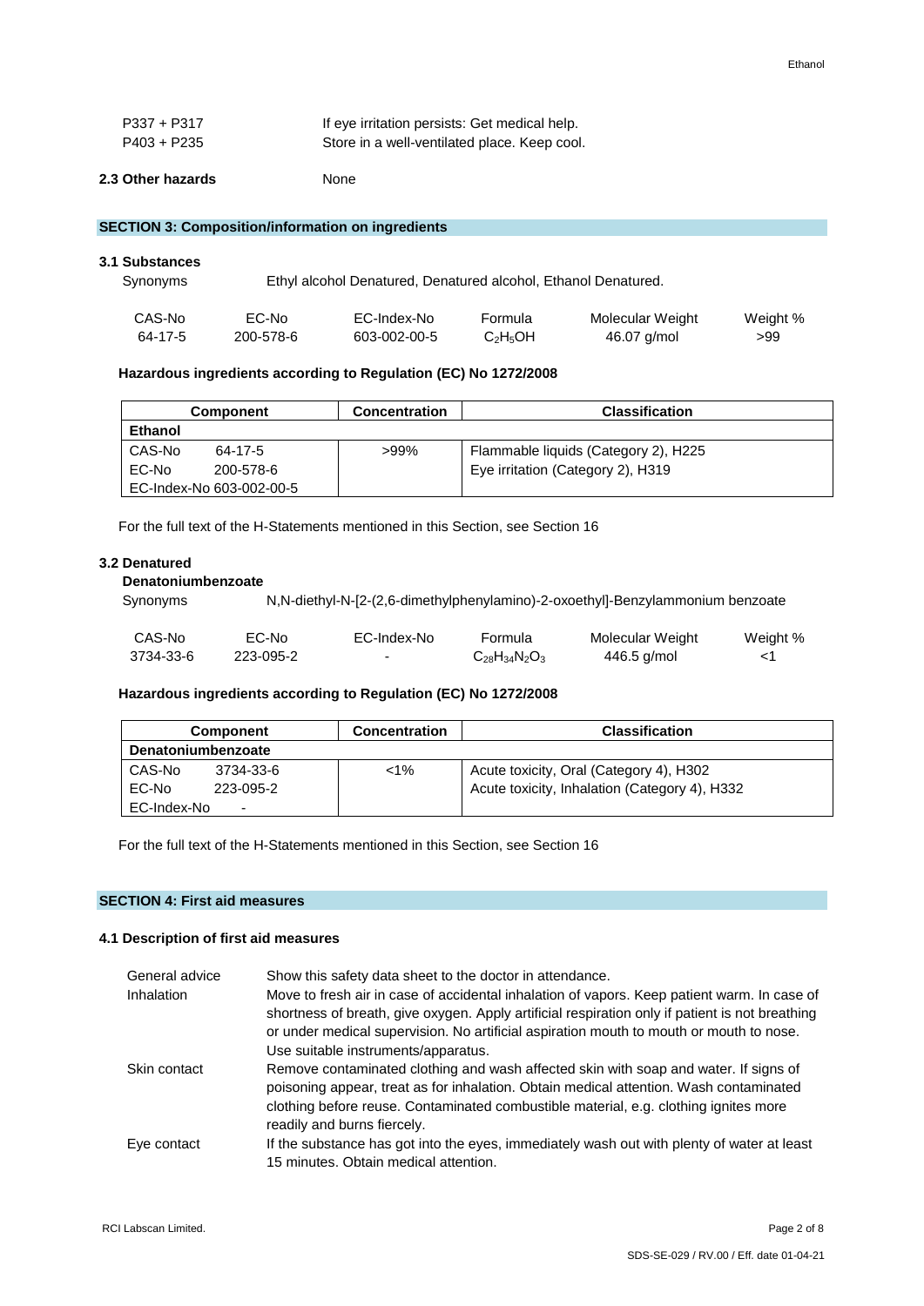| | |
|---|---|
| P337 + P317 | If eye irritation persists: Get medical help. |
| P403 + P235 | Store in a well-ventilated place. Keep cool. |

**2.3 Other hazards** None

## SECTION 3: Composition/information on ingredients

### 3.1 Substances

Synonyms Ethyl alcohol Denatured, Denatured alcohol, Ethanol Denatured.

| CAS-No | EC-No | EC-Index-No | Formula | Molecular Weight | Weight % |
|---|---|---|---|---|---|
| 64-17-5 | 200-578-6 | 603-002-00-5 | $C_2H_5OH$ | 46.07 g/mol | >99 |

**Hazardous ingredients according to Regulation (EC) No 1272/2008**

| Component | Concentration | Classification |
|---|---|---|
| **Ethanol** | | |
| CAS-No 64-17-5<br>EC-No 200-578-6<br>EC-Index-No 603-002-00-5 | >99% | Flammable liquids (Category 2), H225<br>Eye irritation (Category 2), H319 |

For the full text of the H-Statements mentioned in this Section, see Section 16

### 3.2 Denatured

**Denatoniumbenzoate**

Synonyms N,N-diethyl-N-[2-(2,6-dimethylphenylamino)-2-oxoethyl]-Benzylammonium benzoate

| CAS-No | EC-No | EC-Index-No | Formula | Molecular Weight | Weight % |
|---|---|---|---|---|---|
| 3734-33-6 | 223-095-2 | - | $C_{28}H_{34}N_2O_3$ | 446.5 g/mol | <1 |

**Hazardous ingredients according to Regulation (EC) No 1272/2008**

| Component | Concentration | Classification |
|---|---|---|
| **Denatoniumbenzoate** | | |
| CAS-No 3734-33-6<br>EC-No 223-095-2<br>EC-Index-No - | <1% | Acute toxicity, Oral (Category 4), H302<br>Acute toxicity, Inhalation (Category 4), H332 |

For the full text of the H-Statements mentioned in this Section, see Section 16

## SECTION 4: First aid measures

### 4.1 Description of first aid measures

| | |
|---|---|
| General advice | Show this safety data sheet to the doctor in attendance. |
| Inhalation | Move to fresh air in case of accidental inhalation of vapors. Keep patient warm. In case of shortness of breath, give oxygen. Apply artificial respiration only if patient is not breathing or under medical supervision. No artificial aspiration mouth to mouth or mouth to nose. Use suitable instruments/apparatus. |
| Skin contact | Remove contaminated clothing and wash affected skin with soap and water. If signs of poisoning appear, treat as for inhalation. Obtain medical attention. Wash contaminated clothing before reuse. Contaminated combustible material, e.g. clothing ignites more readily and burns fiercely. |
| Eye contact | If the substance has got into the eyes, immediately wash out with plenty of water at least 15 minutes. Obtain medical attention. |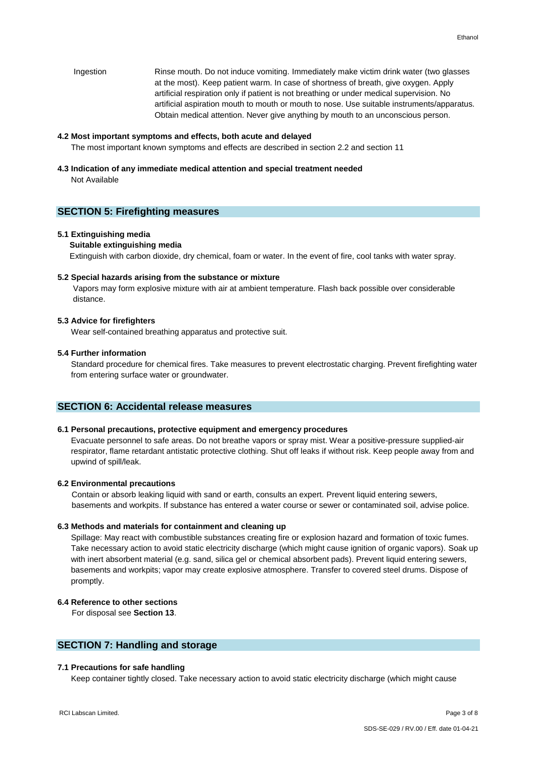Ingestion Rinse mouth. Do not induce vomiting. Immediately make victim drink water (two glasses at the most). Keep patient warm. In case of shortness of breath, give oxygen. Apply artificial respiration only if patient is not breathing or under medical supervision. No artificial aspiration mouth to mouth or mouth to nose. Use suitable instruments/apparatus. Obtain medical attention. Never give anything by mouth to an unconscious person.

**4.2 Most important symptoms and effects, both acute and delayed**

The most important known symptoms and effects are described in section 2.2 and section 11

**4.3 Indication of any immediate medical attention and special treatment needed**

Not Available

## SECTION 5: Firefighting measures

**5.1 Extinguishing media**

**Suitable extinguishing media**

Extinguish with carbon dioxide, dry chemical, foam or water. In the event of fire, cool tanks with water spray.

**5.2 Special hazards arising from the substance or mixture**

Vapors may form explosive mixture with air at ambient temperature. Flash back possible over considerable distance.

**5.3 Advice for firefighters**

Wear self-contained breathing apparatus and protective suit.

**5.4 Further information**

Standard procedure for chemical fires. Take measures to prevent electrostatic charging. Prevent firefighting water from entering surface water or groundwater.

## SECTION 6: Accidental release measures

**6.1 Personal precautions, protective equipment and emergency procedures**

Evacuate personnel to safe areas. Do not breathe vapors or spray mist. Wear a positive-pressure supplied-air respirator, flame retardant antistatic protective clothing. Shut off leaks if without risk. Keep people away from and upwind of spill/leak.

**6.2 Environmental precautions**

Contain or absorb leaking liquid with sand or earth, consults an expert. Prevent liquid entering sewers, basements and workpits. If substance has entered a water course or sewer or contaminated soil, advise police.

**6.3 Methods and materials for containment and cleaning up**

Spillage: May react with combustible substances creating fire or explosion hazard and formation of toxic fumes. Take necessary action to avoid static electricity discharge (which might cause ignition of organic vapors). Soak up with inert absorbent material (e.g. sand, silica gel or chemical absorbent pads). Prevent liquid entering sewers, basements and workpits; vapor may create explosive atmosphere. Transfer to covered steel drums. Dispose of promptly.

**6.4 Reference to other sections**

For disposal see **Section 13**.

## SECTION 7: Handling and storage

**7.1 Precautions for safe handling**

Keep container tightly closed. Take necessary action to avoid static electricity discharge (which might cause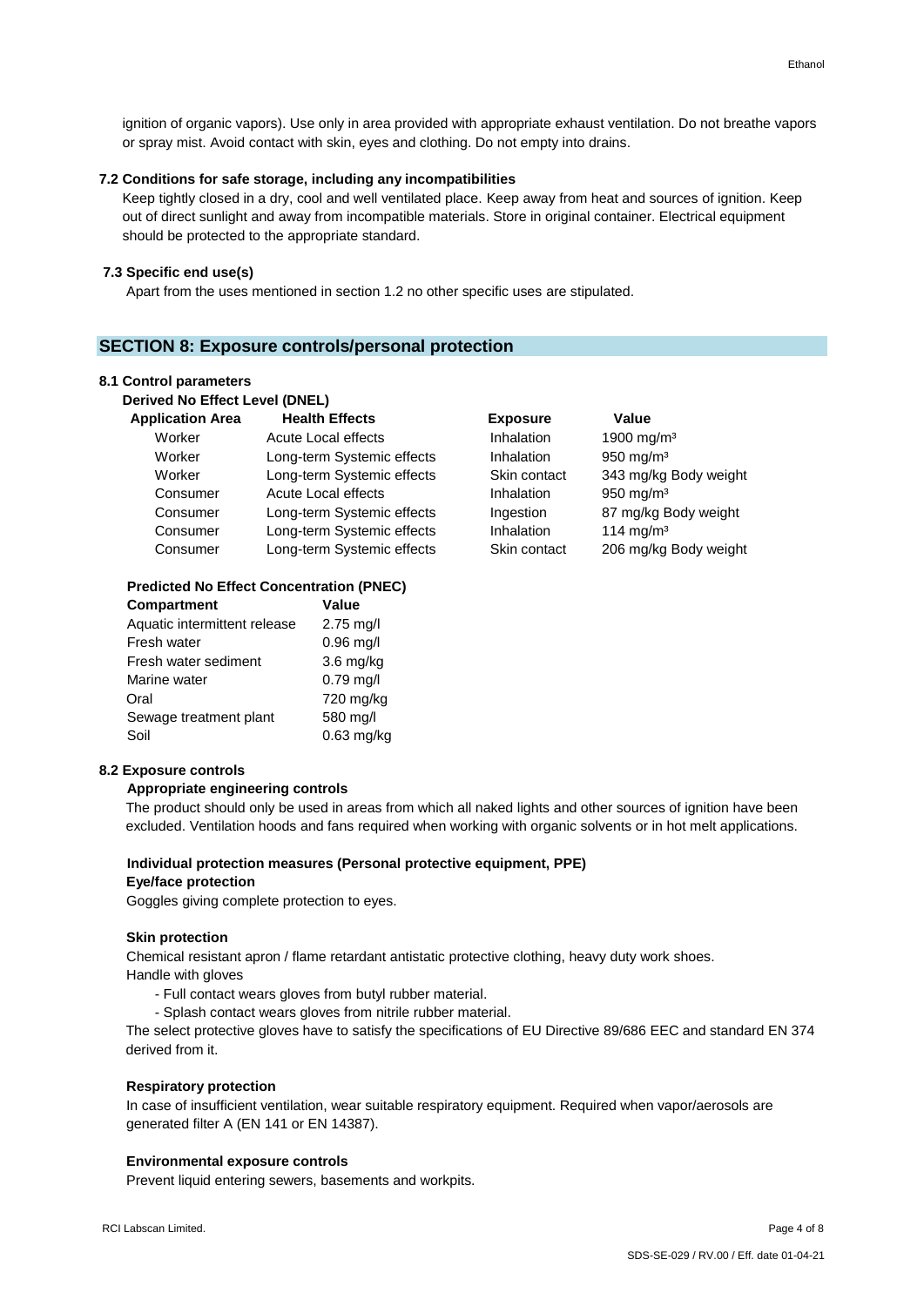ignition of organic vapors). Use only in area provided with appropriate exhaust ventilation. Do not breathe vapors or spray mist. Avoid contact with skin, eyes and clothing. Do not empty into drains.

### 7.2 Conditions for safe storage, including any incompatibilities

Keep tightly closed in a dry, cool and well ventilated place. Keep away from heat and sources of ignition. Keep out of direct sunlight and away from incompatible materials. Store in original container. Electrical equipment should be protected to the appropriate standard.

### 7.3 Specific end use(s)

Apart from the uses mentioned in section 1.2 no other specific uses are stipulated.

## SECTION 8: Exposure controls/personal protection

### 8.1 Control parameters

**Derived No Effect Level (DNEL)**

| Application Area | Health Effects | Exposure | Value |
|---|---|---|---|
| Worker | Acute Local effects | Inhalation | 1900 mg/m³ |
| Worker | Long-term Systemic effects | Inhalation | 950 mg/m³ |
| Worker | Long-term Systemic effects | Skin contact | 343 mg/kg Body weight |
| Consumer | Acute Local effects | Inhalation | 950 mg/m³ |
| Consumer | Long-term Systemic effects | Ingestion | 87 mg/kg Body weight |
| Consumer | Long-term Systemic effects | Inhalation | 114 mg/m³ |
| Consumer | Long-term Systemic effects | Skin contact | 206 mg/kg Body weight |

**Predicted No Effect Concentration (PNEC)**

| Compartment | Value |
|---|---|
| Aquatic intermittent release | 2.75 mg/l |
| Fresh water | 0.96 mg/l |
| Fresh water sediment | 3.6 mg/kg |
| Marine water | 0.79 mg/l |
| Oral | 720 mg/kg |
| Sewage treatment plant | 580 mg/l |
| Soil | 0.63 mg/kg |

### 8.2 Exposure controls

**Appropriate engineering controls**

The product should only be used in areas from which all naked lights and other sources of ignition have been excluded. Ventilation hoods and fans required when working with organic solvents or in hot melt applications.

**Individual protection measures (Personal protective equipment, PPE)**

**Eye/face protection**

Goggles giving complete protection to eyes.

**Skin protection**

Chemical resistant apron / flame retardant antistatic protective clothing, heavy duty work shoes.
Handle with gloves

- Full contact wears gloves from butyl rubber material.
- Splash contact wears gloves from nitrile rubber material.

The select protective gloves have to satisfy the specifications of EU Directive 89/686 EEC and standard EN 374 derived from it.

**Respiratory protection**

In case of insufficient ventilation, wear suitable respiratory equipment. Required when vapor/aerosols are generated filter A (EN 141 or EN 14387).

**Environmental exposure controls**

Prevent liquid entering sewers, basements and workpits.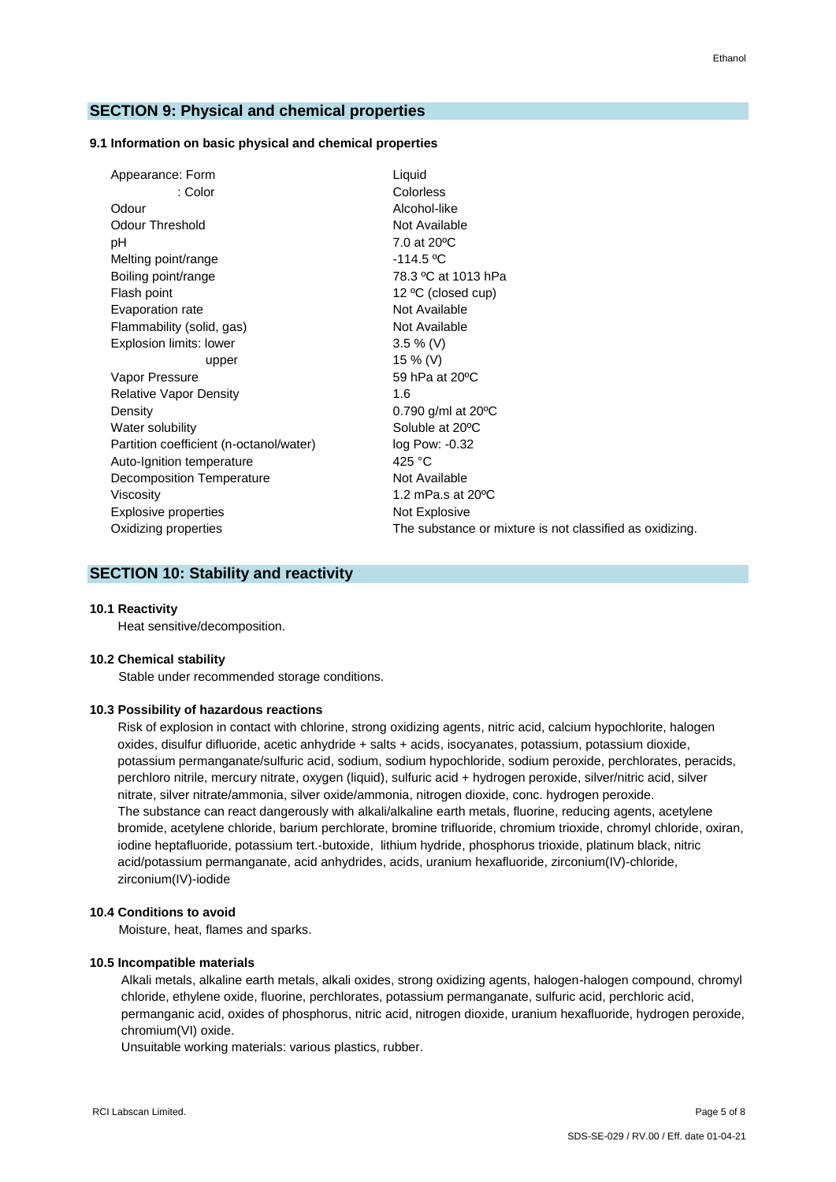## SECTION 9: Physical and chemical properties

### 9.1 Information on basic physical and chemical properties

| | |
|---|---|
| Appearance: Form | Liquid |
| : Color | Colorless |
| Odour | Alcohol-like |
| Odour Threshold | Not Available |
| pH | 7.0 at 20ºC |
| Melting point/range | -114.5 ºC |
| Boiling point/range | 78.3 ºC at 1013 hPa |
| Flash point | 12 ºC (closed cup) |
| Evaporation rate | Not Available |
| Flammability (solid, gas) | Not Available |
| Explosion limits: lower | 3.5 % (V) |
| upper | 15 % (V) |
| Vapor Pressure | 59 hPa at 20ºC |
| Relative Vapor Density | 1.6 |
| Density | 0.790 g/ml at 20ºC |
| Water solubility | Soluble at 20ºC |
| Partition coefficient (n-octanol/water) | log Pow: -0.32 |
| Auto-Ignition temperature | 425 °C |
| Decomposition Temperature | Not Available |
| Viscosity | 1.2 mPa.s at 20ºC |
| Explosive properties | Not Explosive |
| Oxidizing properties | The substance or mixture is not classified as oxidizing. |

## SECTION 10: Stability and reactivity

### 10.1 Reactivity

Heat sensitive/decomposition.

### 10.2 Chemical stability

Stable under recommended storage conditions.

### 10.3 Possibility of hazardous reactions

Risk of explosion in contact with chlorine, strong oxidizing agents, nitric acid, calcium hypochlorite, halogen oxides, disulfur difluoride, acetic anhydride + salts + acids, isocyanates, potassium, potassium dioxide, potassium permanganate/sulfuric acid, sodium, sodium hypochloride, sodium peroxide, perchlorates, peracids, perchloro nitrile, mercury nitrate, oxygen (liquid), sulfuric acid + hydrogen peroxide, silver/nitric acid, silver nitrate, silver nitrate/ammonia, silver oxide/ammonia, nitrogen dioxide, conc. hydrogen peroxide.
The substance can react dangerously with alkali/alkaline earth metals, fluorine, reducing agents, acetylene bromide, acetylene chloride, barium perchlorate, bromine trifluoride, chromium trioxide, chromyl chloride, oxiran, iodine heptafluoride, potassium tert.-butoxide, lithium hydride, phosphorus trioxide, platinum black, nitric acid/potassium permanganate, acid anhydrides, acids, uranium hexafluoride, zirconium(IV)-chloride, zirconium(IV)-iodide

### 10.4 Conditions to avoid

Moisture, heat, flames and sparks.

### 10.5 Incompatible materials

Alkali metals, alkaline earth metals, alkali oxides, strong oxidizing agents, halogen-halogen compound, chromyl chloride, ethylene oxide, fluorine, perchlorates, potassium permanganate, sulfuric acid, perchloric acid, permanganic acid, oxides of phosphorus, nitric acid, nitrogen dioxide, uranium hexafluoride, hydrogen peroxide, chromium(VI) oxide.
Unsuitable working materials: various plastics, rubber.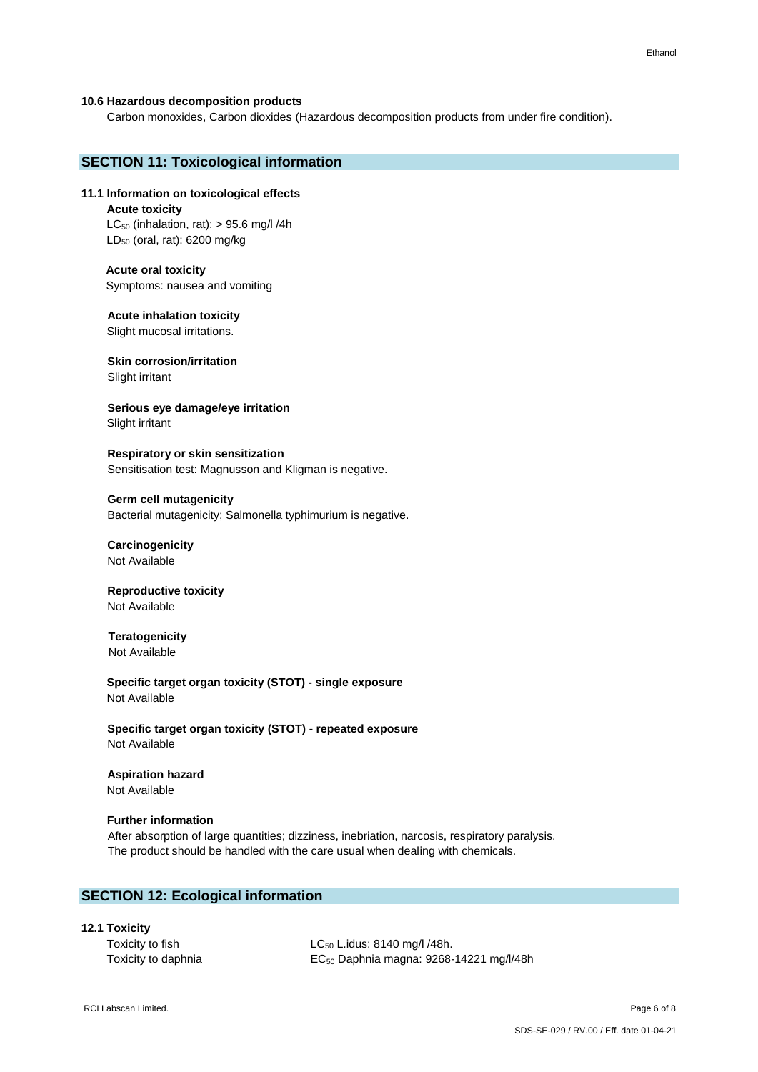### 10.6 Hazardous decomposition products

Carbon monoxides, Carbon dioxides (Hazardous decomposition products from under fire condition).

## SECTION 11: Toxicological information

### 11.1 Information on toxicological effects

**Acute toxicity**

$LC_{50}$ (inhalation, rat): > 95.6 mg/l /4h
$LD_{50}$ (oral, rat): 6200 mg/kg

**Acute oral toxicity**

Symptoms: nausea and vomiting

**Acute inhalation toxicity**

Slight mucosal irritations.

**Skin corrosion/irritation**

Slight irritant

**Serious eye damage/eye irritation**

Slight irritant

**Respiratory or skin sensitization**

Sensitisation test: Magnusson and Kligman is negative.

**Germ cell mutagenicity**

Bacterial mutagenicity; Salmonella typhimurium is negative.

**Carcinogenicity**

Not Available

**Reproductive toxicity**

Not Available

**Teratogenicity**

Not Available

**Specific target organ toxicity (STOT) - single exposure**

Not Available

**Specific target organ toxicity (STOT) - repeated exposure**

Not Available

**Aspiration hazard**

Not Available

**Further information**

After absorption of large quantities; dizziness, inebriation, narcosis, respiratory paralysis.
The product should be handled with the care usual when dealing with chemicals.

## SECTION 12: Ecological information

### 12.1 Toxicity

| | |
|---|---|
| Toxicity to fish | $LC_{50}$ L.idus: 8140 mg/l /48h. |
| Toxicity to daphnia | $EC_{50}$ Daphnia magna: 9268-14221 mg/l/48h |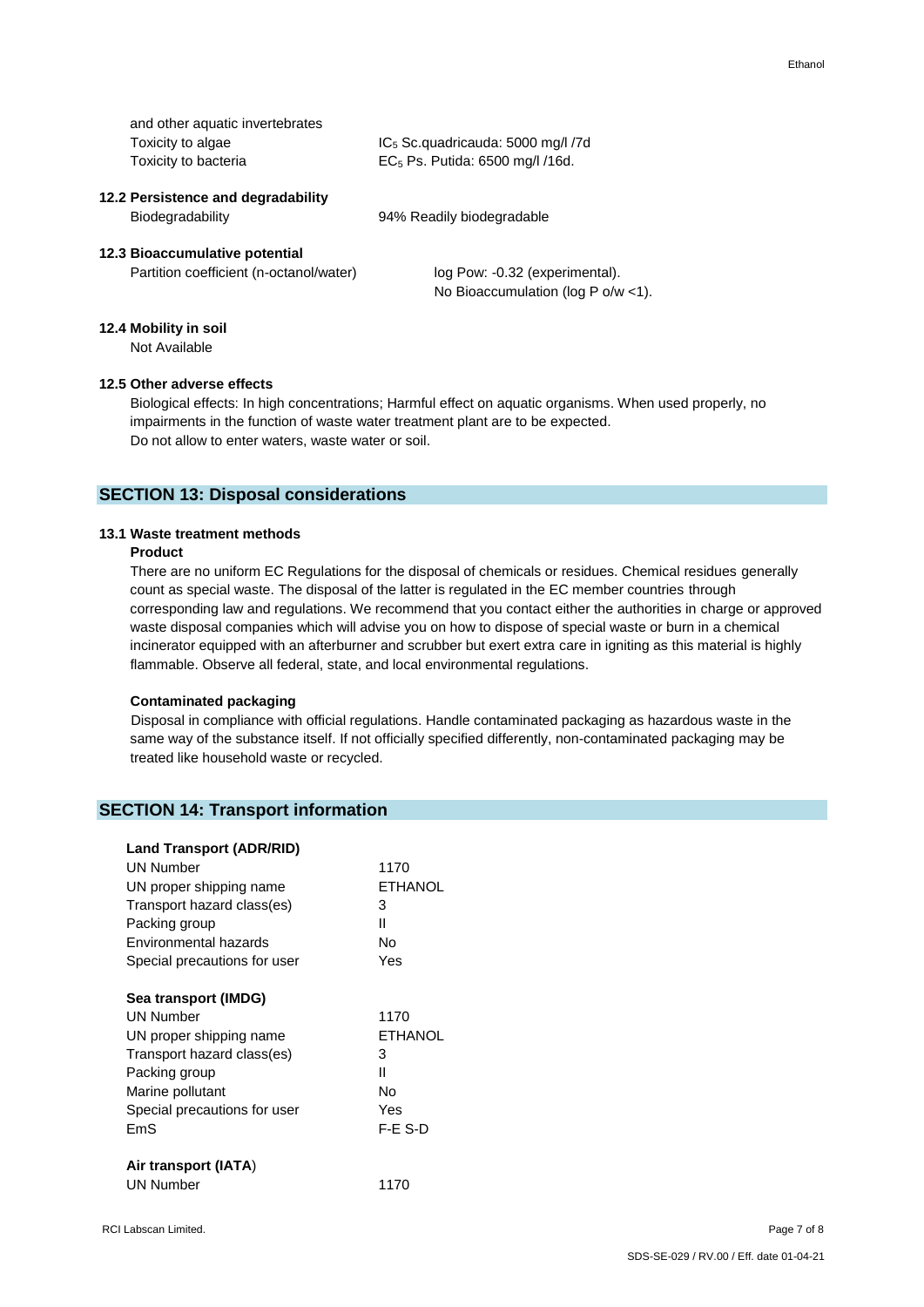| | |
|---|---|
| and other aquatic invertebrates | |
| Toxicity to algae | $IC_5$ Sc.quadricauda: 5000 mg/l /7d |
| Toxicity to bacteria | $EC_5$ Ps. Putida: 6500 mg/l /16d. |

### 12.2 Persistence and degradability

| | |
|---|---|
| Biodegradability | 94% Readily biodegradable |

### 12.3 Bioaccumulative potential

| | |
|---|---|
| Partition coefficient (n-octanol/water) | log Pow: -0.32 (experimental). No Bioaccumulation (log P o/w <1). |

### 12.4 Mobility in soil

Not Available

### 12.5 Other adverse effects

Biological effects: In high concentrations; Harmful effect on aquatic organisms. When used properly, no impairments in the function of waste water treatment plant are to be expected.
Do not allow to enter waters, waste water or soil.

## SECTION 13: Disposal considerations

### 13.1 Waste treatment methods

**Product**

There are no uniform EC Regulations for the disposal of chemicals or residues. Chemical residues generally count as special waste. The disposal of the latter is regulated in the EC member countries through corresponding law and regulations. We recommend that you contact either the authorities in charge or approved waste disposal companies which will advise you on how to dispose of special waste or burn in a chemical incinerator equipped with an afterburner and scrubber but exert extra care in igniting as this material is highly flammable. Observe all federal, state, and local environmental regulations.

**Contaminated packaging**

Disposal in compliance with official regulations. Handle contaminated packaging as hazardous waste in the same way of the substance itself. If not officially specified differently, non-contaminated packaging may be treated like household waste or recycled.

## SECTION 14: Transport information

**Land Transport (ADR/RID)**

| | |
|---|---|
| UN Number | 1170 |
| UN proper shipping name | ETHANOL |
| Transport hazard class(es) | 3 |
| Packing group | II |
| Environmental hazards | No |
| Special precautions for user | Yes |

**Sea transport (IMDG)**

| | |
|---|---|
| UN Number | 1170 |
| UN proper shipping name | ETHANOL |
| Transport hazard class(es) | 3 |
| Packing group | II |
| Marine pollutant | No |
| Special precautions for user | Yes |
| EmS | F-E S-D |

**Air transport (IATA)**

| | |
|---|---|
| UN Number | 1170 |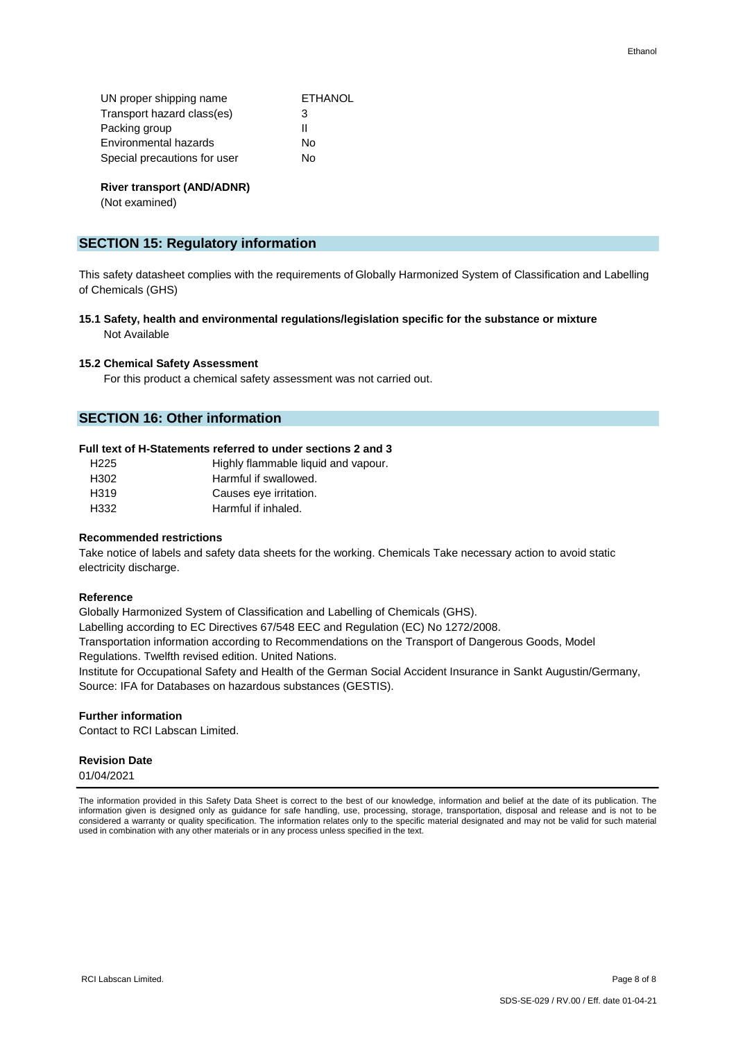| | |
|---|---|
| UN proper shipping name | ETHANOL |
| Transport hazard class(es) | 3 |
| Packing group | II |
| Environmental hazards | No |
| Special precautions for user | No |

**River transport (AND/ADNR)**
(Not examined)

## SECTION 15: Regulatory information

This safety datasheet complies with the requirements of Globally Harmonized System of Classification and Labelling of Chemicals (GHS)

**15.1 Safety, health and environmental regulations/legislation specific for the substance or mixture**
Not Available

**15.2 Chemical Safety Assessment**
For this product a chemical safety assessment was not carried out.

## SECTION 16: Other information

**Full text of H-Statements referred to under sections 2 and 3**

| | |
|---|---|
| H225 | Highly flammable liquid and vapour. |
| H302 | Harmful if swallowed. |
| H319 | Causes eye irritation. |
| H332 | Harmful if inhaled. |

**Recommended restrictions**
Take notice of labels and safety data sheets for the working. Chemicals Take necessary action to avoid static electricity discharge.

**Reference**
Globally Harmonized System of Classification and Labelling of Chemicals (GHS).
Labelling according to EC Directives 67/548 EEC and Regulation (EC) No 1272/2008.
Transportation information according to Recommendations on the Transport of Dangerous Goods, Model Regulations. Twelfth revised edition. United Nations.
Institute for Occupational Safety and Health of the German Social Accident Insurance in Sankt Augustin/Germany, Source: IFA for Databases on hazardous substances (GESTIS).

**Further information**
Contact to RCI Labscan Limited.

**Revision Date**
01/04/2021

---

The information provided in this Safety Data Sheet is correct to the best of our knowledge, information and belief at the date of its publication. The information given is designed only as guidance for safe handling, use, processing, storage, transportation, disposal and release and is not to be considered a warranty or quality specification. The information relates only to the specific material designated and may not be valid for such material used in combination with any other materials or in any process unless specified in the text.